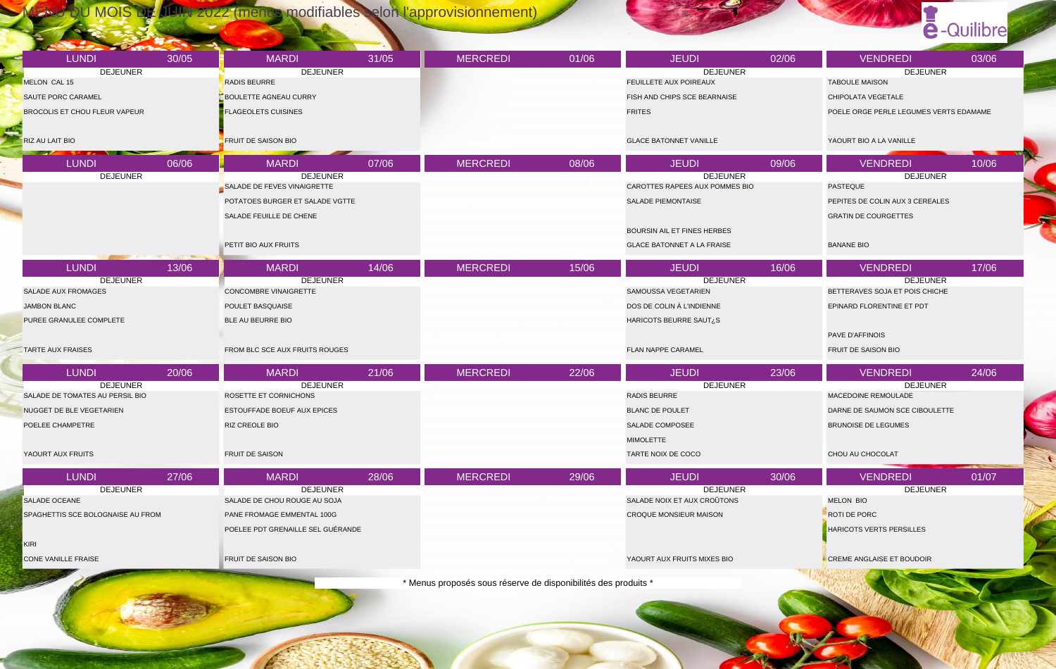# MENU DU MOIS DE JUIN 2022 (menus modifiables selon l'approvisionnement)

é-Quilibre

| LUNDI 30/05 | MARDI 31/05 | MERCREDI 01/06 | JEUDI 02/06 | VENDREDI 03/06 |
|---|---|---|---|---|
| DEJEUNER | DEJEUNER | | DEJEUNER | DEJEUNER |
| MELON CAL 15 | RADIS BEURRE | | FEUILLETE AUX POIREAUX | TABOULE MAISON |
| SAUTE PORC CARAMEL | BOULETTE AGNEAU CURRY | | FISH AND CHIPS SCE BEARNAISE | CHIPOLATA VEGETALE |
| BROCOLIS ET CHOU FLEUR VAPEUR | FLAGEOLETS CUISINES | | FRITES | POELEE ORGE PERLE LEGUMES VERTS EDAMAME |
| | | | | |
| RIZ AU LAIT BIO | FRUIT DE SAISON BIO | | GLACE BATONNET VANILLE | YAOURT BIO A LA VANILLE |

| LUNDI 06/06 | MARDI 07/06 | MERCREDI 08/06 | JEUDI 09/06 | VENDREDI 10/06 |
|---|---|---|---|---|
| DEJEUNER | DEJEUNER | | DEJEUNER | DEJEUNER |
| | SALADE DE FEVES VINAIGRETTE | | CAROTTES RAPEES AUX POMMES BIO | PASTEQUE |
| | POTATOES BURGER ET SALADE VGTTE | | SALADE PIEMONTAISE | PEPITES DE COLIN AUX 3 CEREALES |
| | SALADE FEUILLE DE CHENE | | | GRATIN DE COURGETTES |
| | | | BOURSIN AIL ET FINES HERBES | |
| | PETIT BIO AUX FRUITS | | GLACE BATONNET A LA FRAISE | BANANE BIO |

| LUNDI 13/06 | MARDI 14/06 | MERCREDI 15/06 | JEUDI 16/06 | VENDREDI 17/06 |
|---|---|---|---|---|
| DEJEUNER | DEJEUNER | | DEJEUNER | DEJEUNER |
| SALADE AUX FROMAGES | CONCOMBRE VINAIGRETTE | | SAMOUSSA VEGETARIEN | BETTERAVES SOJA ET POIS CHICHE |
| JAMBON BLANC | POULET BASQUAISE | | DOS DE COLIN À L'INDIENNE | EPINARD FLORENTINE ET PDT |
| PUREE GRANULEE COMPLETE | BLE AU BEURRE BIO | | HARICOTS BEURRE SAUT¿S | |
| | | | | PAVE D'AFFINOIS |
| TARTE AUX FRAISES | FROM BLC SCE AUX FRUITS ROUGES | | FLAN NAPPE CARAMEL | FRUIT DE SAISON BIO |

| LUNDI 20/06 | MARDI 21/06 | MERCREDI 22/06 | JEUDI 23/06 | VENDREDI 24/06 |
|---|---|---|---|---|
| DEJEUNER | DEJEUNER | | DEJEUNER | DEJEUNER |
| SALADE DE TOMATES AU PERSIL BIO | ROSETTE ET CORNICHONS | | RADIS BEURRE | MACEDOINE REMOULADE |
| NUGGET DE BLE VEGETARIEN | ESTOUFFADE BOEUF AUX EPICES | | BLANC DE POULET | DARNE DE SAUMON SCE CIBOULETTE |
| POELEE CHAMPETRE | RIZ CREOLE BIO | | SALADE COMPOSEE | BRUNOISE DE LEGUMES |
| | | | MIMOLETTE | |
| YAOURT AUX FRUITS | FRUIT DE SAISON | | TARTE NOIX DE COCO | CHOU AU CHOCOLAT |

| LUNDI 27/06 | MARDI 28/06 | MERCREDI 29/06 | JEUDI 30/06 | VENDREDI 01/07 |
|---|---|---|---|---|
| DEJEUNER | DEJEUNER | | DEJEUNER | DEJEUNER |
| SALADE OCEANE | SALADE DE CHOU ROUGE AU SOJA | | SALADE NOIX ET AUX CROÛTONS | MELON BIO |
| SPAGHETTIS SCE BOLOGNAISE AU FROM | PANE FROMAGE EMMENTAL 100G | | CROQUE MONSIEUR MAISON | ROTI DE PORC |
| | POELEE PDT GRENAILLE SEL GUÉRANDE | | | HARICOTS VERTS PERSILLES |
| KIRI | | | | |
| CONE VANILLE FRAISE | FRUIT DE SAISON BIO | | YAOURT AUX FRUITS MIXES BIO | CREME ANGLAISE ET BOUDOIR |

* Menus proposés sous réserve de disponibilités des produits *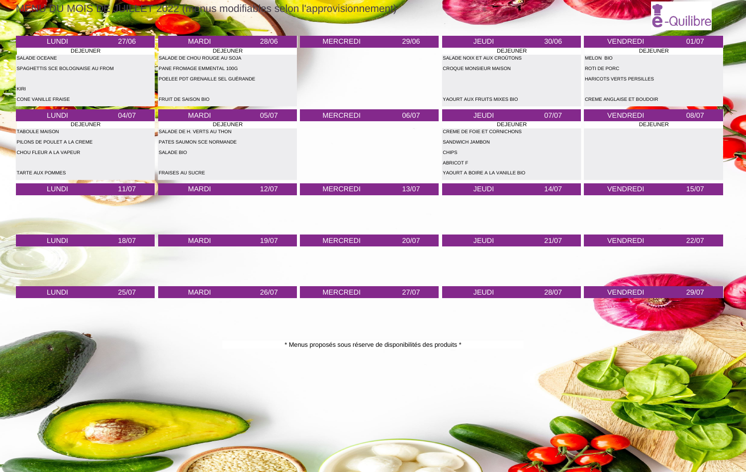# MENU DU MOIS DE JUILLET 2022 (menus modifiables selon l'approvisionnement)

| LUNDI 27/06 | MARDI 28/06 | MERCREDI 29/06 | JEUDI 30/06 | VENDREDI 01/07 |
|---|---|---|---|---|
| DEJEUNER | DEJEUNER | | DEJEUNER | DEJEUNER |
| SALADE OCEANE | SALADE DE CHOU ROUGE AU SOJA | | SALADE NOIX ET AUX CROÛTONS | MELON BIO |
| SPAGHETTIS SCE BOLOGNAISE AU FROM | PANE FROMAGE EMMENTAL 100G | | CROQUE MONSIEUR MAISON | ROTI DE PORC |
| | POELEE PDT GRENAILLE SEL GUÉRANDE | | | HARICOTS VERTS PERSILLES |
| KIRI | | | | |
| CONE VANILLE FRAISE | FRUIT DE SAISON BIO | | YAOURT AUX FRUITS MIXES BIO | CREME ANGLAISE ET BOUDOIR |

| LUNDI 04/07 | MARDI 05/07 | MERCREDI 06/07 | JEUDI 07/07 | VENDREDI 08/07 |
|---|---|---|---|---|
| DEJEUNER | DEJEUNER | | DEJEUNER | DEJEUNER |
| TABOULE MAISON | SALADE DE H. VERTS AU THON | | CREME DE FOIE ET CORNICHONS | |
| PILONS DE POULET A LA CREME | PATES SAUMON SCE NORMANDE | | SANDWICH JAMBON | |
| CHOU FLEUR A LA VAPEUR | SALADE BIO | | CHIPS | |
| | | | ABRICOT F | |
| TARTE AUX POMMES | FRAISES AU SUCRE | | YAOURT A BOIRE A LA VANILLE BIO | |

| LUNDI 11/07 | MARDI 12/07 | MERCREDI 13/07 | JEUDI 14/07 | VENDREDI 15/07 |
|---|---|---|---|---|

| LUNDI 18/07 | MARDI 19/07 | MERCREDI 20/07 | JEUDI 21/07 | VENDREDI 22/07 |
|---|---|---|---|---|

| LUNDI 25/07 | MARDI 26/07 | MERCREDI 27/07 | JEUDI 28/07 | VENDREDI 29/07 |
|---|---|---|---|---|

* Menus proposés sous réserve de disponibilités des produits *